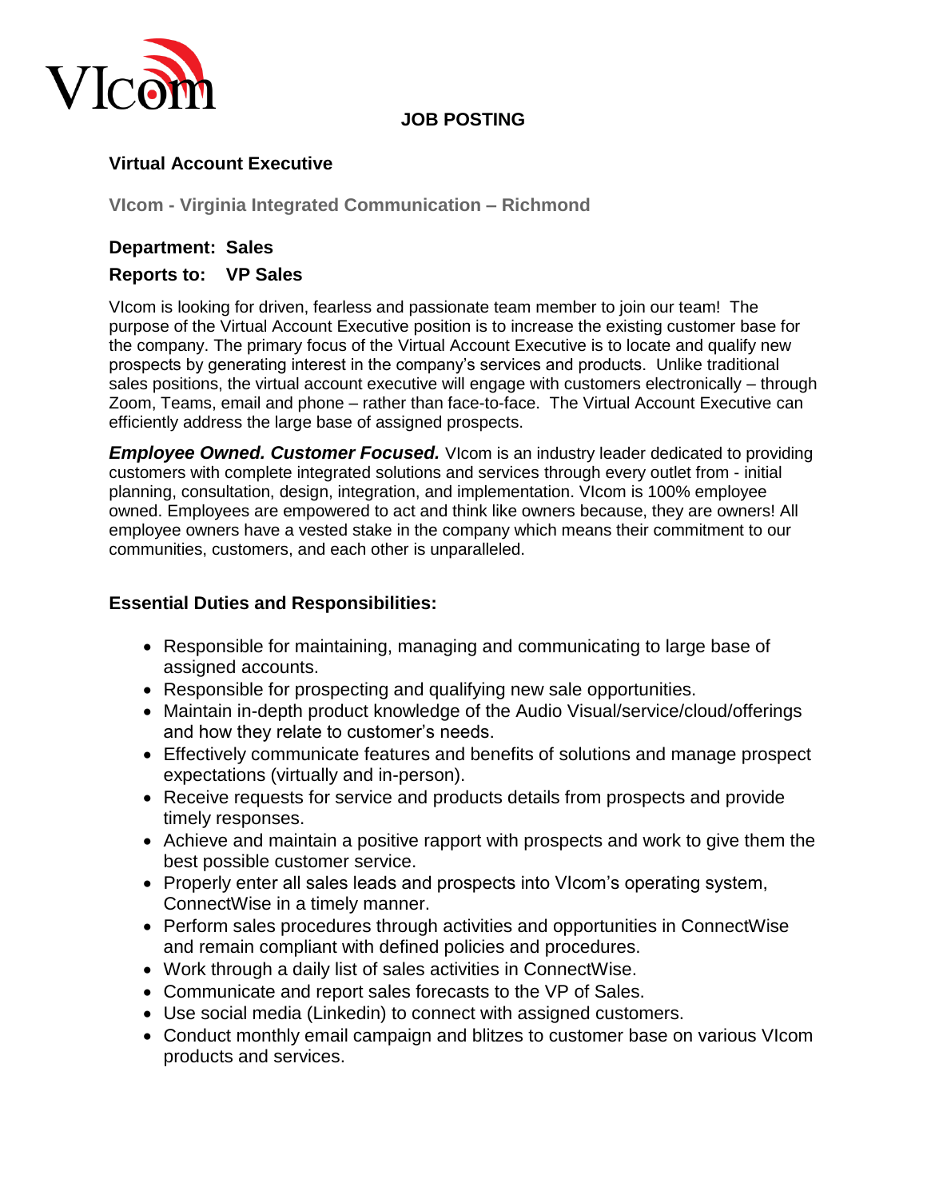VIcom

**JOB POSTING**

## Virtual Account Executive

**VIcom - Virginia Integrated Communication – Richmond**

**Department: Sales**

**Reports to: VP Sales**

VIcom is looking for driven, fearless and passionate team member to join our team! The purpose of the Virtual Account Executive position is to increase the existing customer base for the company. The primary focus of the Virtual Account Executive is to locate and qualify new prospects by generating interest in the company's services and products. Unlike traditional sales positions, the virtual account executive will engage with customers electronically – through Zoom, Teams, email and phone – rather than face-to-face. The Virtual Account Executive can efficiently address the large base of assigned prospects.

***Employee Owned. Customer Focused.*** VIcom is an industry leader dedicated to providing customers with complete integrated solutions and services through every outlet from - initial planning, consultation, design, integration, and implementation. VIcom is 100% employee owned. Employees are empowered to act and think like owners because, they are owners! All employee owners have a vested stake in the company which means their commitment to our communities, customers, and each other is unparalleled.

### Essential Duties and Responsibilities:

- Responsible for maintaining, managing and communicating to large base of assigned accounts.
- Responsible for prospecting and qualifying new sale opportunities.
- Maintain in-depth product knowledge of the Audio Visual/service/cloud/offerings and how they relate to customer's needs.
- Effectively communicate features and benefits of solutions and manage prospect expectations (virtually and in-person).
- Receive requests for service and products details from prospects and provide timely responses.
- Achieve and maintain a positive rapport with prospects and work to give them the best possible customer service.
- Properly enter all sales leads and prospects into VIcom's operating system, ConnectWise in a timely manner.
- Perform sales procedures through activities and opportunities in ConnectWise and remain compliant with defined policies and procedures.
- Work through a daily list of sales activities in ConnectWise.
- Communicate and report sales forecasts to the VP of Sales.
- Use social media (Linkedin) to connect with assigned customers.
- Conduct monthly email campaign and blitzes to customer base on various VIcom products and services.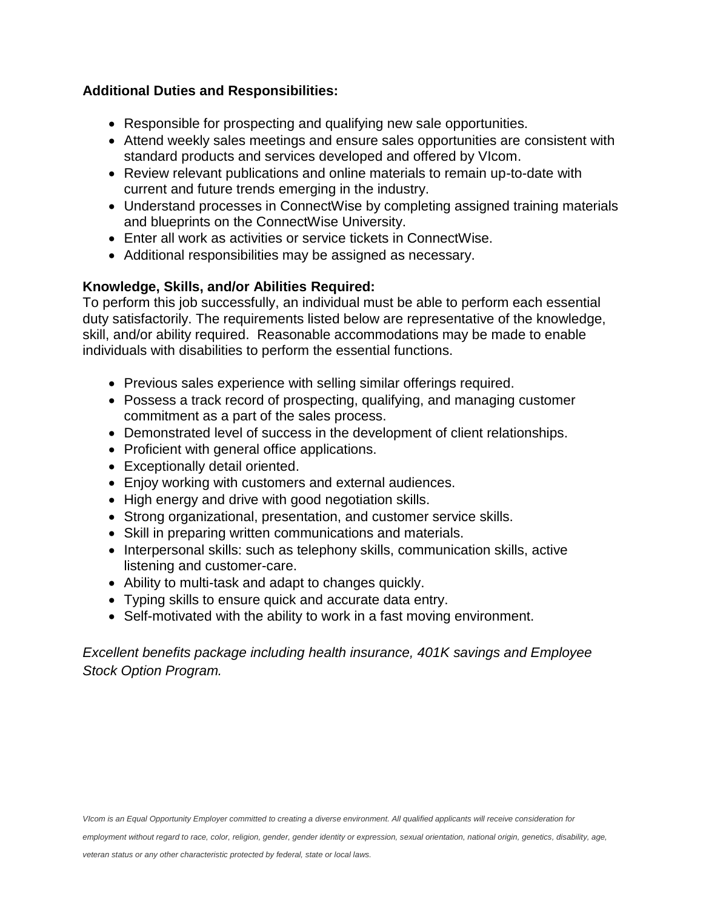**Additional Duties and Responsibilities:**

- Responsible for prospecting and qualifying new sale opportunities.
- Attend weekly sales meetings and ensure sales opportunities are consistent with standard products and services developed and offered by VIcom.
- Review relevant publications and online materials to remain up-to-date with current and future trends emerging in the industry.
- Understand processes in ConnectWise by completing assigned training materials and blueprints on the ConnectWise University.
- Enter all work as activities or service tickets in ConnectWise.
- Additional responsibilities may be assigned as necessary.

**Knowledge, Skills, and/or Abilities Required:**

To perform this job successfully, an individual must be able to perform each essential duty satisfactorily. The requirements listed below are representative of the knowledge, skill, and/or ability required. Reasonable accommodations may be made to enable individuals with disabilities to perform the essential functions.

- Previous sales experience with selling similar offerings required.
- Possess a track record of prospecting, qualifying, and managing customer commitment as a part of the sales process.
- Demonstrated level of success in the development of client relationships.
- Proficient with general office applications.
- Exceptionally detail oriented.
- Enjoy working with customers and external audiences.
- High energy and drive with good negotiation skills.
- Strong organizational, presentation, and customer service skills.
- Skill in preparing written communications and materials.
- Interpersonal skills: such as telephony skills, communication skills, active listening and customer-care.
- Ability to multi-task and adapt to changes quickly.
- Typing skills to ensure quick and accurate data entry.
- Self-motivated with the ability to work in a fast moving environment.

*Excellent benefits package including health insurance, 401K savings and Employee Stock Option Program.*

*VIcom is an Equal Opportunity Employer committed to creating a diverse environment. All qualified applicants will receive consideration for employment without regard to race, color, religion, gender, gender identity or expression, sexual orientation, national origin, genetics, disability, age, veteran status or any other characteristic protected by federal, state or local laws.*